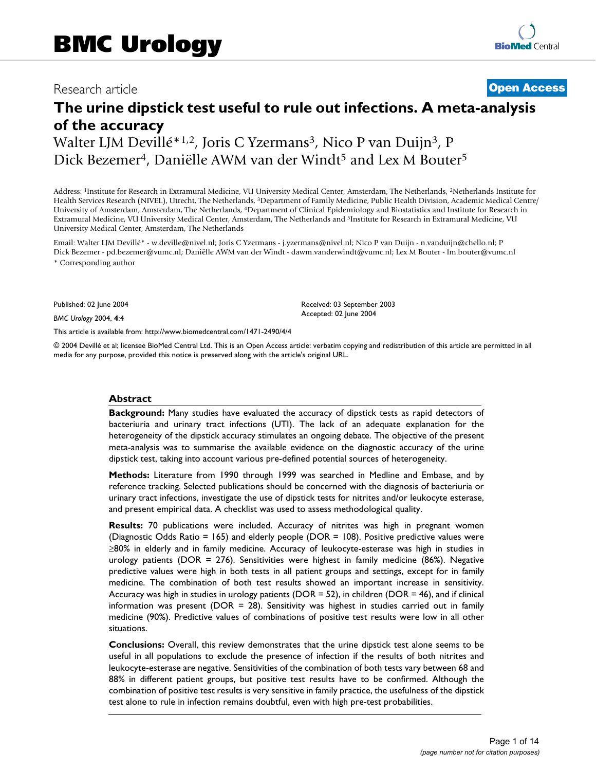Research article

**Open Access**

# The urine dipstick test useful to rule out infections. A meta-analysis of the accuracy

Walter LJM Devillé*[1,2], Joris C Yzermans[3], Nico P van Duijn[3], P Dick Bezemer[4], Daniëlle AWM van der Windt[5] and Lex M Bouter[5]

Address: [1]Institute for Research in Extramural Medicine, VU University Medical Center, Amsterdam, The Netherlands, [2]Netherlands Institute for Health Services Research (NIVEL), Utrecht, The Netherlands, [3]Department of Family Medicine, Public Health Division, Academic Medical Centre/ University of Amsterdam, Amsterdam, The Netherlands, [4]Department of Clinical Epidemiology and Biostatistics and Institute for Research in Extramural Medicine, VU University Medical Center, Amsterdam, The Netherlands and [5]Institute for Research in Extramural Medicine, VU University Medical Center, Amsterdam, The Netherlands

Email: Walter LJM Devillé* - w.deville@nivel.nl; Joris C Yzermans - j.yzermans@nivel.nl; Nico P van Duijn - n.vanduijn@chello.nl; P Dick Bezemer - pd.bezemer@vumc.nl; Daniëlle AWM van der Windt - dawm.vanderwindt@vumc.nl; Lex M Bouter - lm.bouter@vumc.nl

* Corresponding author

Published: 02 June 2004

*BMC Urology* 2004, **4**:4

Received: 03 September 2003
Accepted: 02 June 2004

This article is available from: http://www.biomedcentral.com/1471-2490/4/4

© 2004 Devillé et al; licensee BioMed Central Ltd. This is an Open Access article: verbatim copying and redistribution of this article are permitted in all media for any purpose, provided this notice is preserved along with the article's original URL.

## Abstract

**Background:** Many studies have evaluated the accuracy of dipstick tests as rapid detectors of bacteriuria and urinary tract infections (UTI). The lack of an adequate explanation for the heterogeneity of the dipstick accuracy stimulates an ongoing debate. The objective of the present meta-analysis was to summarise the available evidence on the diagnostic accuracy of the urine dipstick test, taking into account various pre-defined potential sources of heterogeneity.

**Methods:** Literature from 1990 through 1999 was searched in Medline and Embase, and by reference tracking. Selected publications should be concerned with the diagnosis of bacteriuria or urinary tract infections, investigate the use of dipstick tests for nitrites and/or leukocyte esterase, and present empirical data. A checklist was used to assess methodological quality.

**Results:** 70 publications were included. Accuracy of nitrites was high in pregnant women (Diagnostic Odds Ratio = 165) and elderly people (DOR = 108). Positive predictive values were ≥80% in elderly and in family medicine. Accuracy of leukocyte-esterase was high in studies in urology patients (DOR = 276). Sensitivities were highest in family medicine (86%). Negative predictive values were high in both tests in all patient groups and settings, except for in family medicine. The combination of both test results showed an important increase in sensitivity. Accuracy was high in studies in urology patients (DOR = 52), in children (DOR = 46), and if clinical information was present (DOR = 28). Sensitivity was highest in studies carried out in family medicine (90%). Predictive values of combinations of positive test results were low in all other situations.

**Conclusions:** Overall, this review demonstrates that the urine dipstick test alone seems to be useful in all populations to exclude the presence of infection if the results of both nitrites and leukocyte-esterase are negative. Sensitivities of the combination of both tests vary between 68 and 88% in different patient groups, but positive test results have to be confirmed. Although the combination of positive test results is very sensitive in family practice, the usefulness of the dipstick test alone to rule in infection remains doubtful, even with high pre-test probabilities.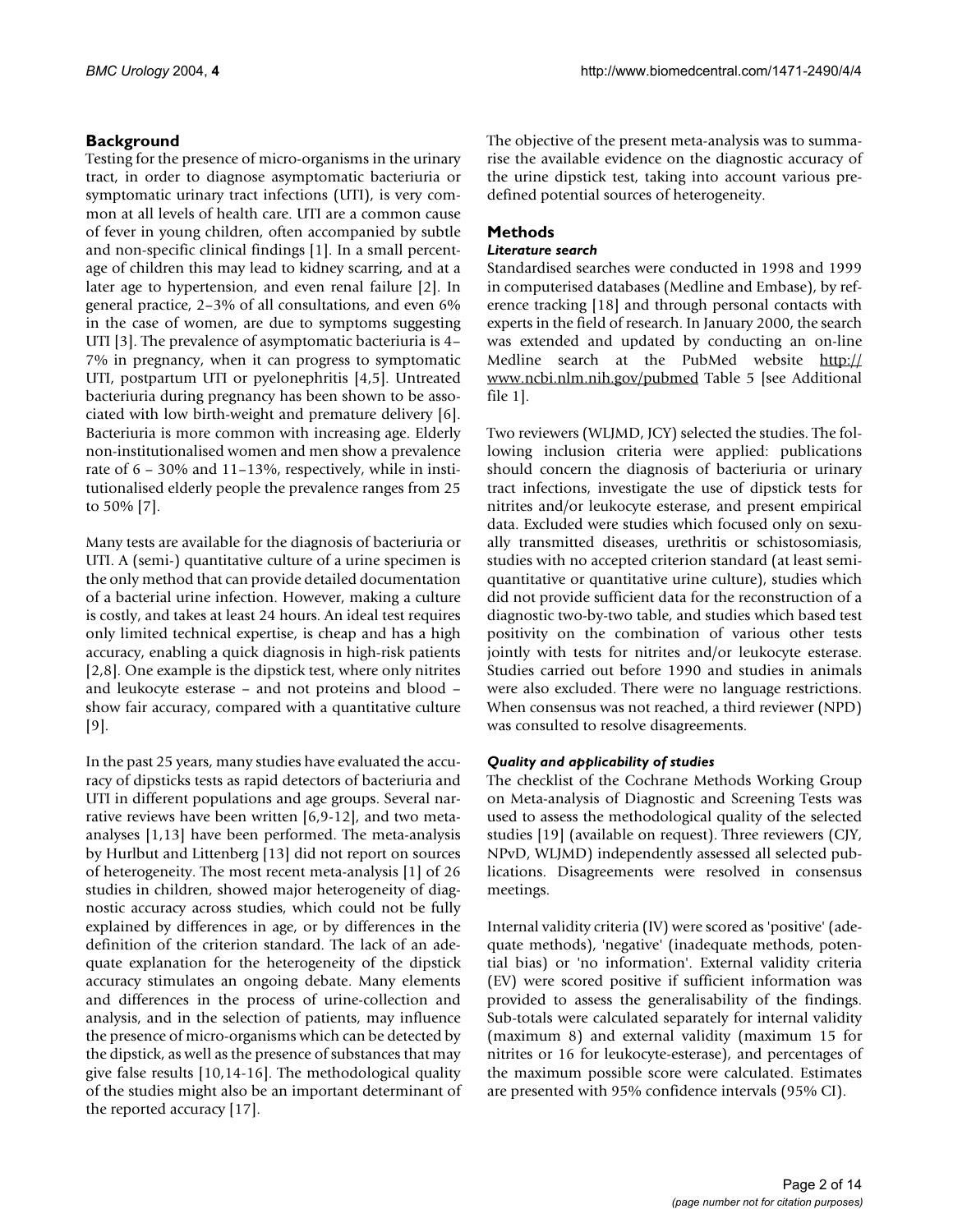## Background

Testing for the presence of micro-organisms in the urinary tract, in order to diagnose asymptomatic bacteriuria or symptomatic urinary tract infections (UTI), is very common at all levels of health care. UTI are a common cause of fever in young children, often accompanied by subtle and non-specific clinical findings [1]. In a small percentage of children this may lead to kidney scarring, and at a later age to hypertension, and even renal failure [2]. In general practice, 2–3% of all consultations, and even 6% in the case of women, are due to symptoms suggesting UTI [3]. The prevalence of asymptomatic bacteriuria is 4–7% in pregnancy, when it can progress to symptomatic UTI, postpartum UTI or pyelonephritis [4,5]. Untreated bacteriuria during pregnancy has been shown to be associated with low birth-weight and premature delivery [6]. Bacteriuria is more common with increasing age. Elderly non-institutionalised women and men show a prevalence rate of 6 – 30% and 11–13%, respectively, while in institutionalised elderly people the prevalence ranges from 25 to 50% [7].

Many tests are available for the diagnosis of bacteriuria or UTI. A (semi-) quantitative culture of a urine specimen is the only method that can provide detailed documentation of a bacterial urine infection. However, making a culture is costly, and takes at least 24 hours. An ideal test requires only limited technical expertise, is cheap and has a high accuracy, enabling a quick diagnosis in high-risk patients [2,8]. One example is the dipstick test, where only nitrites and leukocyte esterase – and not proteins and blood – show fair accuracy, compared with a quantitative culture [9].

In the past 25 years, many studies have evaluated the accuracy of dipsticks tests as rapid detectors of bacteriuria and UTI in different populations and age groups. Several narrative reviews have been written [6,9-12], and two meta-analyses [1,13] have been performed. The meta-analysis by Hurlbut and Littenberg [13] did not report on sources of heterogeneity. The most recent meta-analysis [1] of 26 studies in children, showed major heterogeneity of diagnostic accuracy across studies, which could not be fully explained by differences in age, or by differences in the definition of the criterion standard. The lack of an adequate explanation for the heterogeneity of the dipstick accuracy stimulates an ongoing debate. Many elements and differences in the process of urine-collection and analysis, and in the selection of patients, may influence the presence of micro-organisms which can be detected by the dipstick, as well as the presence of substances that may give false results [10,14-16]. The methodological quality of the studies might also be an important determinant of the reported accuracy [17].

The objective of the present meta-analysis was to summarise the available evidence on the diagnostic accuracy of the urine dipstick test, taking into account various predefined potential sources of heterogeneity.

## Methods

### *Literature search*

Standardised searches were conducted in 1998 and 1999 in computerised databases (Medline and Embase), by reference tracking [18] and through personal contacts with experts in the field of research. In January 2000, the search was extended and updated by conducting an on-line Medline search at the PubMed website http://www.ncbi.nlm.nih.gov/pubmed Table 5 [see Additional file 1].

Two reviewers (WLJMD, JCY) selected the studies. The following inclusion criteria were applied: publications should concern the diagnosis of bacteriuria or urinary tract infections, investigate the use of dipstick tests for nitrites and/or leukocyte esterase, and present empirical data. Excluded were studies which focused only on sexually transmitted diseases, urethritis or schistosomiasis, studies with no accepted criterion standard (at least semi-quantitative or quantitative urine culture), studies which did not provide sufficient data for the reconstruction of a diagnostic two-by-two table, and studies which based test positivity on the combination of various other tests jointly with tests for nitrites and/or leukocyte esterase. Studies carried out before 1990 and studies in animals were also excluded. There were no language restrictions. When consensus was not reached, a third reviewer (NPD) was consulted to resolve disagreements.

### *Quality and applicability of studies*

The checklist of the Cochrane Methods Working Group on Meta-analysis of Diagnostic and Screening Tests was used to assess the methodological quality of the selected studies [19] (available on request). Three reviewers (CJY, NPvD, WLJMD) independently assessed all selected publications. Disagreements were resolved in consensus meetings.

Internal validity criteria (IV) were scored as 'positive' (adequate methods), 'negative' (inadequate methods, potential bias) or 'no information'. External validity criteria (EV) were scored positive if sufficient information was provided to assess the generalisability of the findings. Sub-totals were calculated separately for internal validity (maximum 8) and external validity (maximum 15 for nitrites or 16 for leukocyte-esterase), and percentages of the maximum possible score were calculated. Estimates are presented with 95% confidence intervals (95% CI).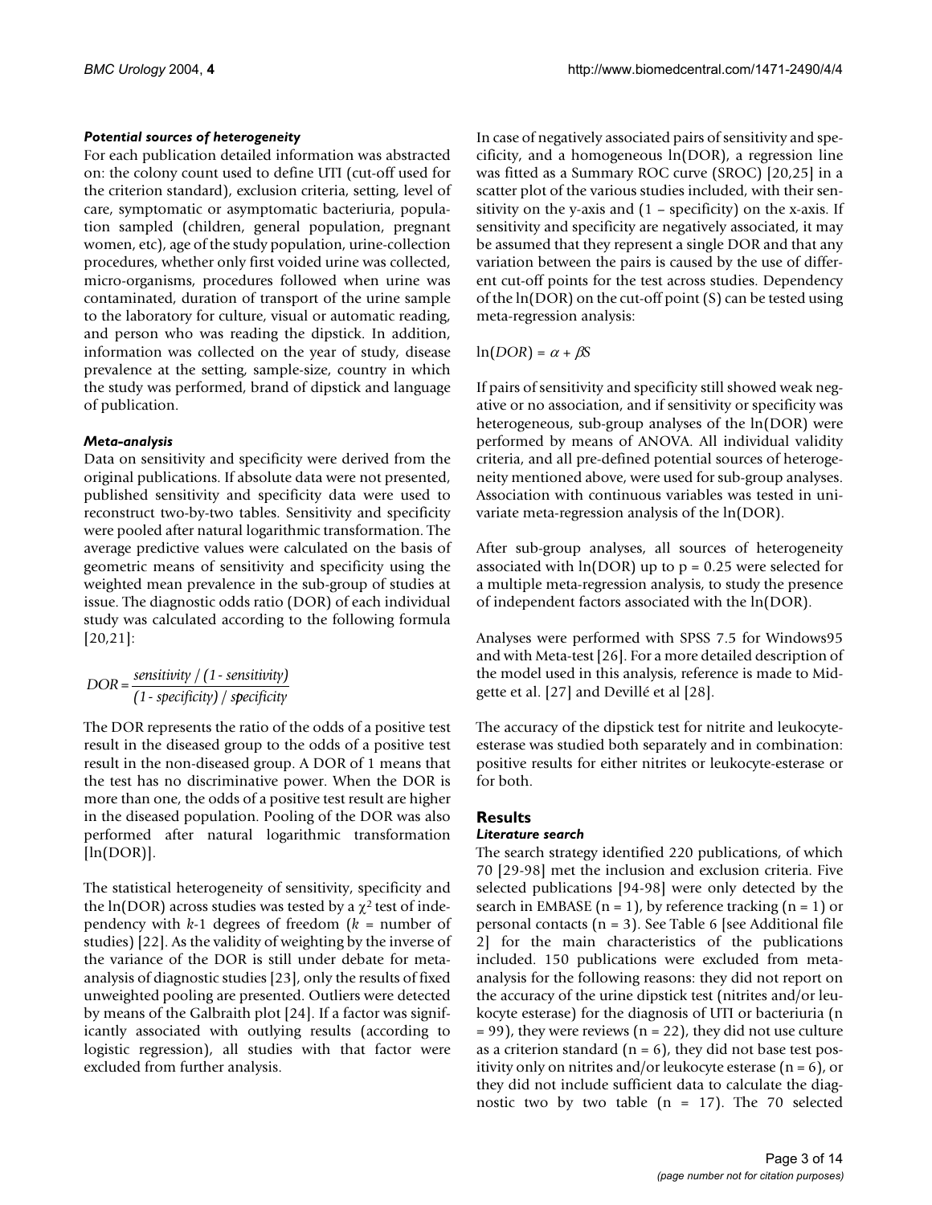#### *Potential sources of heterogeneity*

For each publication detailed information was abstracted on: the colony count used to define UTI (cut-off used for the criterion standard), exclusion criteria, setting, level of care, symptomatic or asymptomatic bacteriuria, population sampled (children, general population, pregnant women, etc), age of the study population, urine-collection procedures, whether only first voided urine was collected, micro-organisms, procedures followed when urine was contaminated, duration of transport of the urine sample to the laboratory for culture, visual or automatic reading, and person who was reading the dipstick. In addition, information was collected on the year of study, disease prevalence at the setting, sample-size, country in which the study was performed, brand of dipstick and language of publication.

#### *Meta-analysis*

Data on sensitivity and specificity were derived from the original publications. If absolute data were not presented, published sensitivity and specificity data were used to reconstruct two-by-two tables. Sensitivity and specificity were pooled after natural logarithmic transformation. The average predictive values were calculated on the basis of geometric means of sensitivity and specificity using the weighted mean prevalence in the sub-group of studies at issue. The diagnostic odds ratio (DOR) of each individual study was calculated according to the following formula [20,21]:

$$DOR = \frac{sensitivity / (1 - sensitivity)}{(1 - specificity) / specificity}$$

The DOR represents the ratio of the odds of a positive test result in the diseased group to the odds of a positive test result in the non-diseased group. A DOR of 1 means that the test has no discriminative power. When the DOR is more than one, the odds of a positive test result are higher in the diseased population. Pooling of the DOR was also performed after natural logarithmic transformation [ln(DOR)].

The statistical heterogeneity of sensitivity, specificity and the ln(DOR) across studies was tested by a $\chi^2$ test of independency with $k$-1 degrees of freedom ($k$ = number of studies) [22]. As the validity of weighting by the inverse of the variance of the DOR is still under debate for meta-analysis of diagnostic studies [23], only the results of fixed unweighted pooling are presented. Outliers were detected by means of the Galbraith plot [24]. If a factor was significantly associated with outlying results (according to logistic regression), all studies with that factor were excluded from further analysis.

In case of negatively associated pairs of sensitivity and specificity, and a homogeneous ln(DOR), a regression line was fitted as a Summary ROC curve (SROC) [20,25] in a scatter plot of the various studies included, with their sensitivity on the y-axis and (1 – specificity) on the x-axis. If sensitivity and specificity are negatively associated, it may be assumed that they represent a single DOR and that any variation between the pairs is caused by the use of different cut-off points for the test across studies. Dependency of the ln(DOR) on the cut-off point (S) can be tested using meta-regression analysis:

$$\ln(DOR) = \alpha + \beta S$$

If pairs of sensitivity and specificity still showed weak negative or no association, and if sensitivity or specificity was heterogeneous, sub-group analyses of the ln(DOR) were performed by means of ANOVA. All individual validity criteria, and all pre-defined potential sources of heterogeneity mentioned above, were used for sub-group analyses. Association with continuous variables was tested in univariate meta-regression analysis of the ln(DOR).

After sub-group analyses, all sources of heterogeneity associated with ln(DOR) up to p = 0.25 were selected for a multiple meta-regression analysis, to study the presence of independent factors associated with the ln(DOR).

Analyses were performed with SPSS 7.5 for Windows95 and with Meta-test [26]. For a more detailed description of the model used in this analysis, reference is made to Midgette et al. [27] and Devillé et al [28].

The accuracy of the dipstick test for nitrite and leukocyte-esterase was studied both separately and in combination: positive results for either nitrites or leukocyte-esterase or for both.

## Results

#### *Literature search*

The search strategy identified 220 publications, of which 70 [29-98] met the inclusion and exclusion criteria. Five selected publications [94-98] were only detected by the search in EMBASE (n = 1), by reference tracking (n = 1) or personal contacts (n = 3). See Table 6 [see Additional file 2] for the main characteristics of the publications included. 150 publications were excluded from meta-analysis for the following reasons: they did not report on the accuracy of the urine dipstick test (nitrites and/or leukocyte esterase) for the diagnosis of UTI or bacteriuria (n = 99), they were reviews (n = 22), they did not use culture as a criterion standard (n = 6), they did not base test positivity only on nitrites and/or leukocyte esterase (n = 6), or they did not include sufficient data to calculate the diagnostic two by two table (n = 17). The 70 selected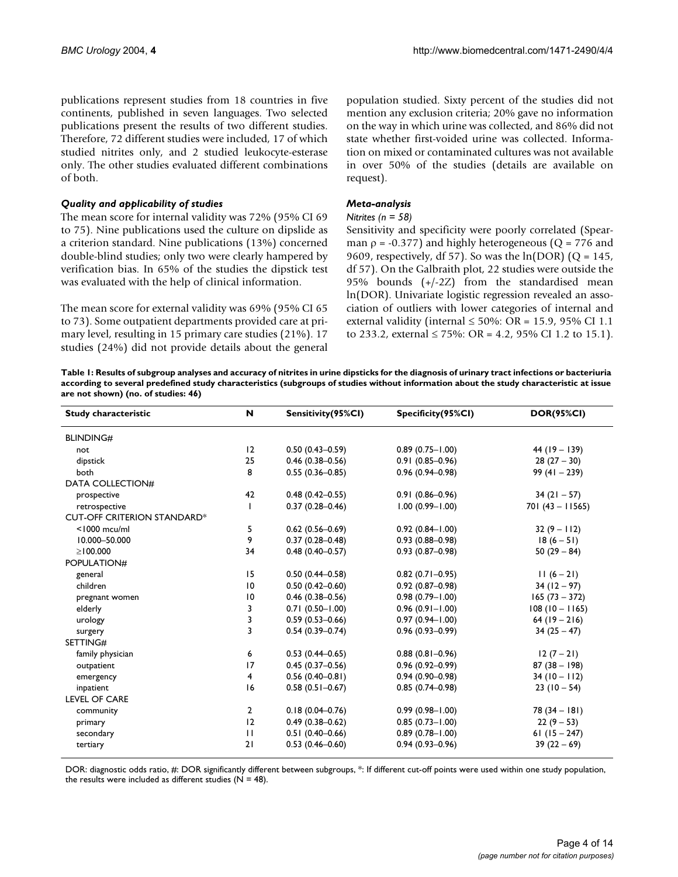publications represent studies from 18 countries in five continents, published in seven languages. Two selected publications present the results of two different studies. Therefore, 72 different studies were included, 17 of which studied nitrites only, and 2 studied leukocyte-esterase only. The other studies evaluated different combinations of both.

### *Quality and applicability of studies*

The mean score for internal validity was 72% (95% CI 69 to 75). Nine publications used the culture on dipslide as a criterion standard. Nine publications (13%) concerned double-blind studies; only two were clearly hampered by verification bias. In 65% of the studies the dipstick test was evaluated with the help of clinical information.

The mean score for external validity was 69% (95% CI 65 to 73). Some outpatient departments provided care at primary level, resulting in 15 primary care studies (21%). 17 studies (24%) did not provide details about the general population studied. Sixty percent of the studies did not mention any exclusion criteria; 20% gave no information on the way in which urine was collected, and 86% did not state whether first-voided urine was collected. Information on mixed or contaminated cultures was not available in over 50% of the studies (details are available on request).

### *Meta-analysis*

*Nitrites (n = 58)*

Sensitivity and specificity were poorly correlated (Spearman $\rho = -0.377$) and highly heterogeneous (Q = 776 and 9609, respectively, df 57). So was the ln(DOR) (Q = 145, df 57). On the Galbraith plot, 22 studies were outside the 95% bounds (+/-2Z) from the standardised mean ln(DOR). Univariate logistic regression revealed an association of outliers with lower categories of internal and external validity (internal ≤ 50%: OR = 15.9, 95% CI 1.1 to 233.2, external ≤ 75%: OR = 4.2, 95% CI 1.2 to 15.1).

**Table 1: Results of subgroup analyses and accuracy of nitrites in urine dipsticks for the diagnosis of urinary tract infections or bacteriuria according to several predefined study characteristics (subgroups of studies without information about the study characteristic at issue are not shown) (no. of studies: 46)**

| Study characteristic | N | Sensitivity(95%CI) | Specificity(95%CI) | DOR(95%CI) |
|---|---|---|---|---|
| BLINDING# | | | | |
| not | 12 | 0.50 (0.43–0.59) | 0.89 (0.75–1.00) | 44 (19 – 139) |
| dipstick | 25 | 0.46 (0.38–0.56) | 0.91 (0.85–0.96) | 28 (27 – 30) |
| both | 8 | 0.55 (0.36–0.85) | 0.96 (0.94–0.98) | 99 (41 – 239) |
| DATA COLLECTION# | | | | |
| prospective | 42 | 0.48 (0.42–0.55) | 0.91 (0.86–0.96) | 34 (21 – 57) |
| retrospective | 1 | 0.37 (0.28–0.46) | 1.00 (0.99–1.00) | 701 (43 – 11565) |
| CUT-OFF CRITERION STANDARD* | | | | |
| <1000 mcu/ml | 5 | 0.62 (0.56–0.69) | 0.92 (0.84–1.00) | 32 (9 – 112) |
| 10.000–50.000 | 9 | 0.37 (0.28–0.48) | 0.93 (0.88–0.98) | 18 (6 – 51) |
| ≥100.000 | 34 | 0.48 (0.40–0.57) | 0.93 (0.87–0.98) | 50 (29 – 84) |
| POPULATION# | | | | |
| general | 15 | 0.50 (0.44–0.58) | 0.82 (0.71–0.95) | 11 (6 – 21) |
| children | 10 | 0.50 (0.42–0.60) | 0.92 (0.87–0.98) | 34 (12 – 97) |
| pregnant women | 10 | 0.46 (0.38–0.56) | 0.98 (0.79–1.00) | 165 (73 – 372) |
| elderly | 3 | 0.71 (0.50–1.00) | 0.96 (0.91–1.00) | 108 (10 – 1165) |
| urology | 3 | 0.59 (0.53–0.66) | 0.97 (0.94–1.00) | 64 (19 – 216) |
| surgery | 3 | 0.54 (0.39–0.74) | 0.96 (0.93–0.99) | 34 (25 – 47) |
| SETTING# | | | | |
| family physician | 6 | 0.53 (0.44–0.65) | 0.88 (0.81–0.96) | 12 (7 – 21) |
| outpatient | 17 | 0.45 (0.37–0.56) | 0.96 (0.92–0.99) | 87 (38 – 198) |
| emergency | 4 | 0.56 (0.40–0.81) | 0.94 (0.90–0.98) | 34 (10 – 112) |
| inpatient | 16 | 0.58 (0.51–0.67) | 0.85 (0.74–0.98) | 23 (10 – 54) |
| LEVEL OF CARE | | | | |
| community | 2 | 0.18 (0.04–0.76) | 0.99 (0.98–1.00) | 78 (34 – 181) |
| primary | 12 | 0.49 (0.38–0.62) | 0.85 (0.73–1.00) | 22 (9 – 53) |
| secondary | 11 | 0.51 (0.40–0.66) | 0.89 (0.78–1.00) | 61 (15 – 247) |
| tertiary | 21 | 0.53 (0.46–0.60) | 0.94 (0.93–0.96) | 39 (22 – 69) |

DOR: diagnostic odds ratio, #: DOR significantly different between subgroups, *: If different cut-off points were used within one study population, the results were included as different studies (N = 48).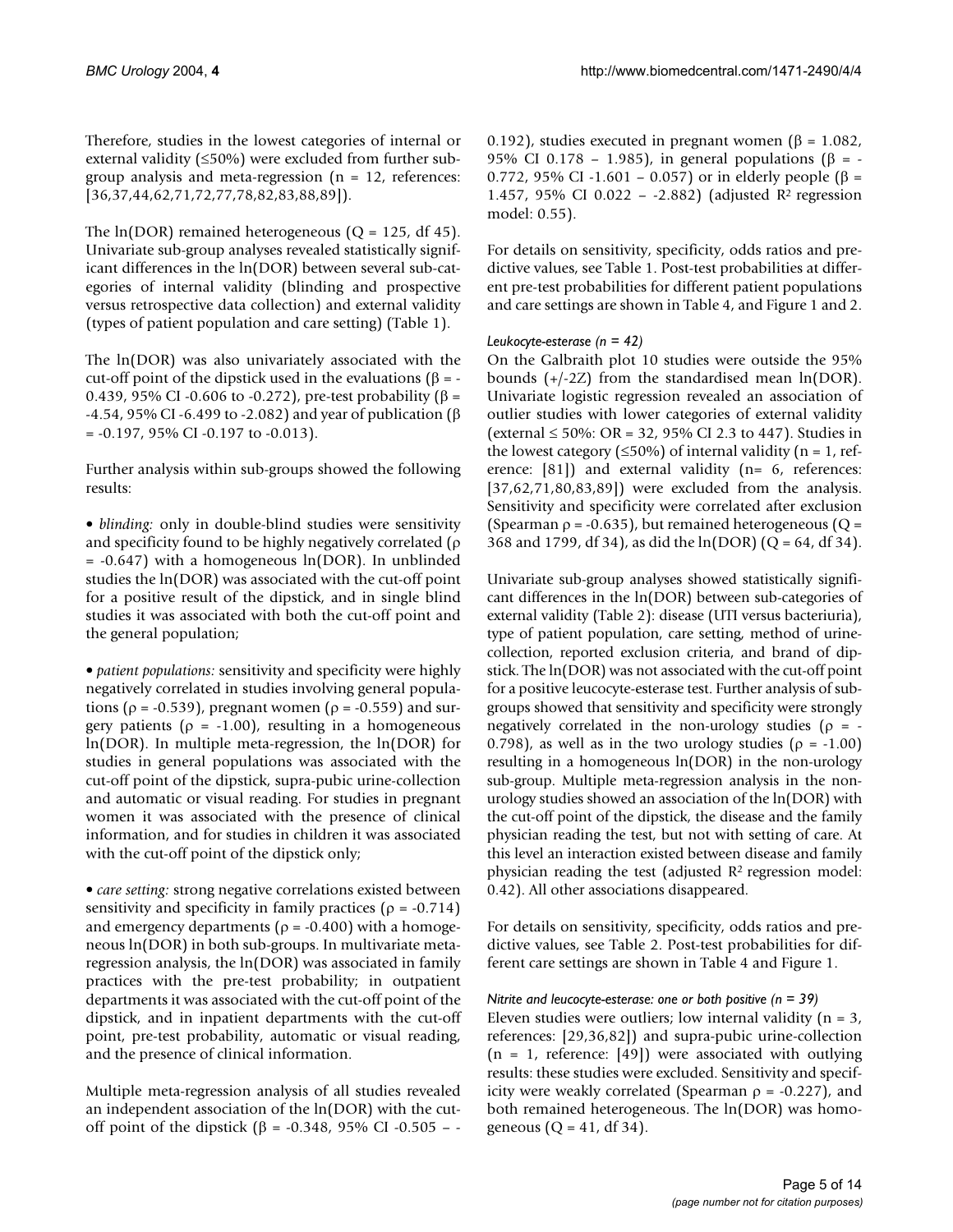Therefore, studies in the lowest categories of internal or external validity (≤50%) were excluded from further subgroup analysis and meta-regression (n = 12, references: [36,37,44,62,71,72,77,78,82,83,88,89]).

The ln(DOR) remained heterogeneous (Q = 125, df 45). Univariate sub-group analyses revealed statistically significant differences in the ln(DOR) between several sub-categories of internal validity (blinding and prospective versus retrospective data collection) and external validity (types of patient population and care setting) (Table 1).

The ln(DOR) was also univariately associated with the cut-off point of the dipstick used in the evaluations (β = -0.439, 95% CI -0.606 to -0.272), pre-test probability (β = -4.54, 95% CI -6.499 to -2.082) and year of publication (β = -0.197, 95% CI -0.197 to -0.013).

Further analysis within sub-groups showed the following results:

- *blinding:* only in double-blind studies were sensitivity and specificity found to be highly negatively correlated (ρ = -0.647) with a homogeneous ln(DOR). In unblinded studies the ln(DOR) was associated with the cut-off point for a positive result of the dipstick, and in single blind studies it was associated with both the cut-off point and the general population;

- *patient populations:* sensitivity and specificity were highly negatively correlated in studies involving general populations (ρ = -0.539), pregnant women (ρ = -0.559) and surgery patients (ρ = -1.00), resulting in a homogeneous ln(DOR). In multiple meta-regression, the ln(DOR) for studies in general populations was associated with the cut-off point of the dipstick, supra-pubic urine-collection and automatic or visual reading. For studies in pregnant women it was associated with the presence of clinical information, and for studies in children it was associated with the cut-off point of the dipstick only;

- *care setting:* strong negative correlations existed between sensitivity and specificity in family practices (ρ = -0.714) and emergency departments (ρ = -0.400) with a homogeneous ln(DOR) in both sub-groups. In multivariate meta-regression analysis, the ln(DOR) was associated in family practices with the pre-test probability; in outpatient departments it was associated with the cut-off point of the dipstick, and in inpatient departments with the cut-off point, pre-test probability, automatic or visual reading, and the presence of clinical information.

Multiple meta-regression analysis of all studies revealed an independent association of the ln(DOR) with the cut-off point of the dipstick (β = -0.348, 95% CI -0.505 – -0.192), studies executed in pregnant women (β = 1.082, 95% CI 0.178 – 1.985), in general populations (β = -0.772, 95% CI -1.601 – 0.057) or in elderly people (β = 1.457, 95% CI 0.022 – -2.882) (adjusted $R^2$ regression model: 0.55).

For details on sensitivity, specificity, odds ratios and predictive values, see Table 1. Post-test probabilities at different pre-test probabilities for different patient populations and care settings are shown in Table 4, and Figure 1 and 2.

#### *Leukocyte-esterase (n = 42)*

On the Galbraith plot 10 studies were outside the 95% bounds (+/-2Z) from the standardised mean ln(DOR). Univariate logistic regression revealed an association of outlier studies with lower categories of external validity (external ≤ 50%: OR = 32, 95% CI 2.3 to 447). Studies in the lowest category (≤50%) of internal validity (n = 1, reference: [81]) and external validity (n= 6, references: [37,62,71,80,83,89]) were excluded from the analysis. Sensitivity and specificity were correlated after exclusion (Spearman ρ = -0.635), but remained heterogeneous (Q = 368 and 1799, df 34), as did the ln(DOR) (Q = 64, df 34).

Univariate sub-group analyses showed statistically significant differences in the ln(DOR) between sub-categories of external validity (Table 2): disease (UTI versus bacteriuria), type of patient population, care setting, method of urine-collection, reported exclusion criteria, and brand of dipstick. The ln(DOR) was not associated with the cut-off point for a positive leucocyte-esterase test. Further analysis of subgroups showed that sensitivity and specificity were strongly negatively correlated in the non-urology studies (ρ = -0.798), as well as in the two urology studies (ρ = -1.00) resulting in a homogeneous ln(DOR) in the non-urology sub-group. Multiple meta-regression analysis in the non-urology studies showed an association of the ln(DOR) with the cut-off point of the dipstick, the disease and the family physician reading the test, but not with setting of care. At this level an interaction existed between disease and family physician reading the test (adjusted $R^2$ regression model: 0.42). All other associations disappeared.

For details on sensitivity, specificity, odds ratios and predictive values, see Table 2. Post-test probabilities for different care settings are shown in Table 4 and Figure 1.

#### *Nitrite and leucocyte-esterase: one or both positive (n = 39)*

Eleven studies were outliers; low internal validity (n = 3, references: [29,36,82]) and supra-pubic urine-collection (n = 1, reference: [49]) were associated with outlying results: these studies were excluded. Sensitivity and specificity were weakly correlated (Spearman ρ = -0.227), and both remained heterogeneous. The ln(DOR) was homogeneous (Q = 41, df 34).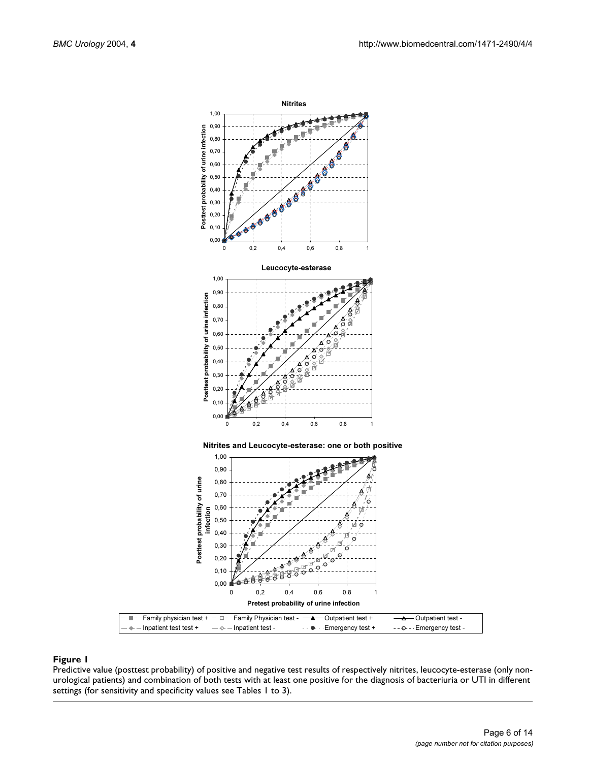## Figure 1

Predictive value (posttest probability) of positive and negative test results of respectively nitrites, leucocyte-esterase (only non-urological patients) and combination of both tests with at least one positive for the diagnosis of bacteriuria or UTI in different settings (for sensitivity and specificity values see Tables 1 to 3).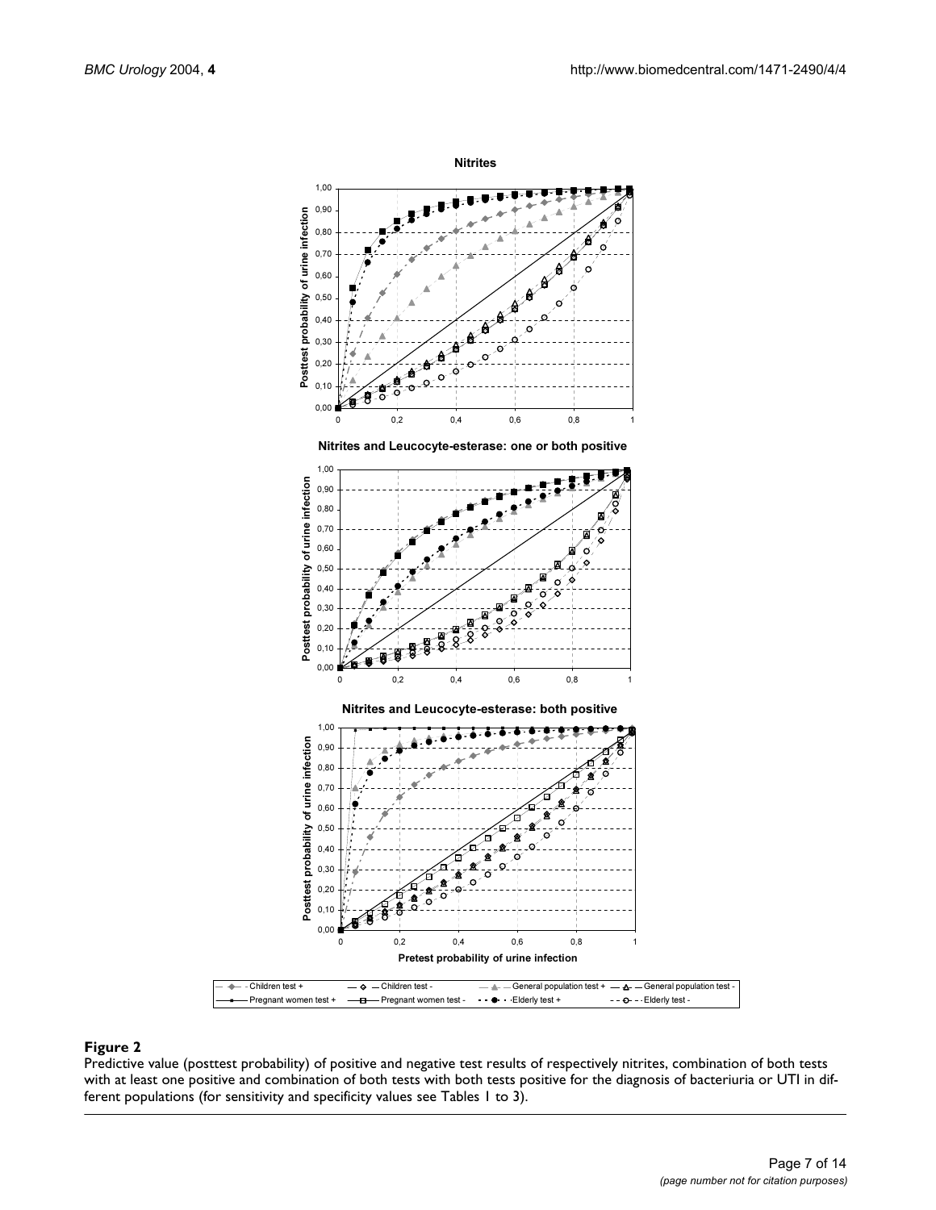## Figure 2

Predictive value (posttest probability) of positive and negative test results of respectively nitrites, combination of both tests with at least one positive and combination of both tests with both tests positive for the diagnosis of bacteriuria or UTI in different populations (for sensitivity and specificity values see Tables 1 to 3).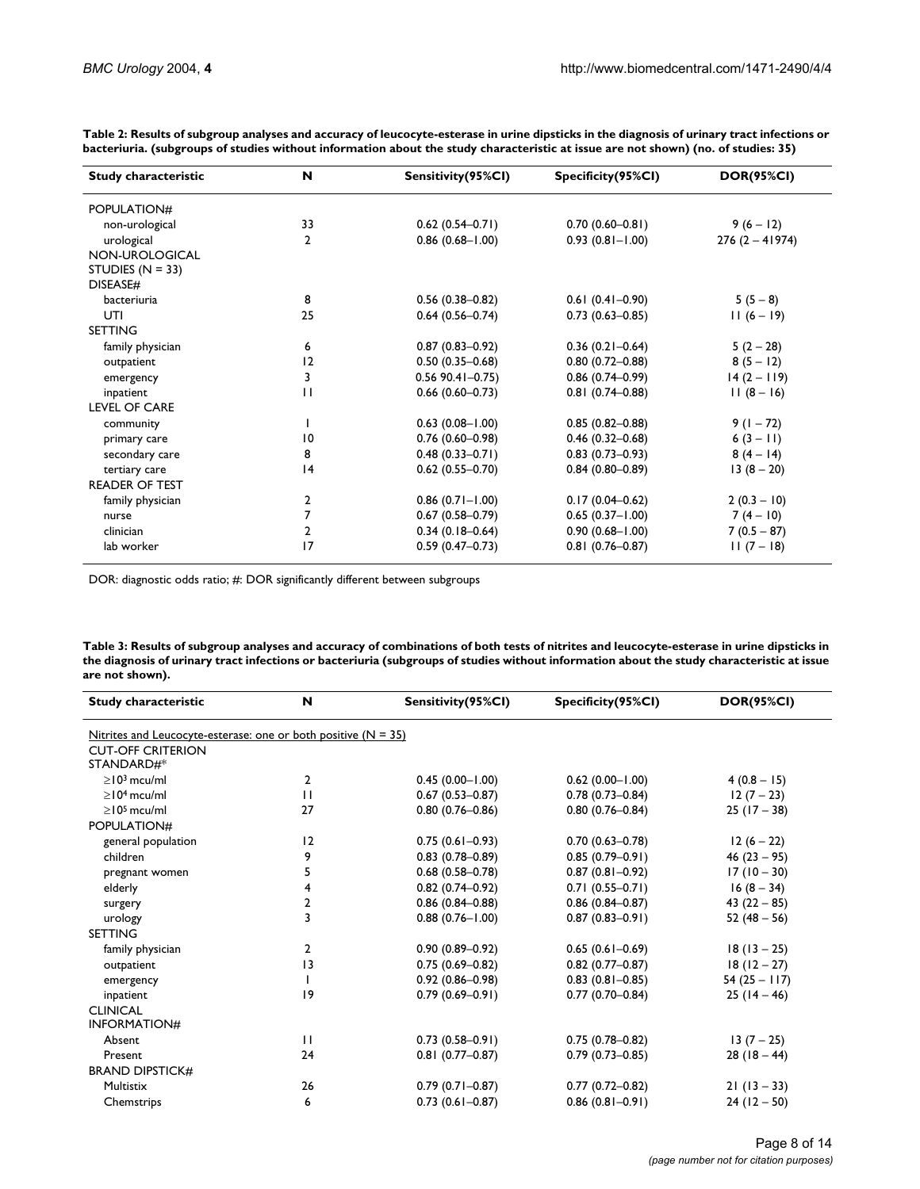**Table 2: Results of subgroup analyses and accuracy of leucocyte-esterase in urine dipsticks in the diagnosis of urinary tract infections or bacteriuria. (subgroups of studies without information about the study characteristic at issue are not shown) (no. of studies: 35)**

| Study characteristic | N | Sensitivity(95%CI) | Specificity(95%CI) | DOR(95%CI) |
| --- | --- | --- | --- | --- |
| POPULATION# | | | | |
| non-urological | 33 | 0.62 (0.54–0.71) | 0.70 (0.60–0.81) | 9 (6 – 12) |
| urological | 2 | 0.86 (0.68–1.00) | 0.93 (0.81–1.00) | 276 (2 – 41974) |
| NON-UROLOGICAL STUDIES (N = 33) | | | | |
| DISEASE# | | | | |
| bacteriuria | 8 | 0.56 (0.38–0.82) | 0.61 (0.41–0.90) | 5 (5 – 8) |
| UTI | 25 | 0.64 (0.56–0.74) | 0.73 (0.63–0.85) | 11 (6 – 19) |
| SETTING | | | | |
| family physician | 6 | 0.87 (0.83–0.92) | 0.36 (0.21–0.64) | 5 (2 – 28) |
| outpatient | 12 | 0.50 (0.35–0.68) | 0.80 (0.72–0.88) | 8 (5 – 12) |
| emergency | 3 | 0.56 90.41–0.75) | 0.86 (0.74–0.99) | 14 (2 – 119) |
| inpatient | 11 | 0.66 (0.60–0.73) | 0.81 (0.74–0.88) | 11 (8 – 16) |
| LEVEL OF CARE | | | | |
| community | 1 | 0.63 (0.08–1.00) | 0.85 (0.82–0.88) | 9 (1 – 72) |
| primary care | 10 | 0.76 (0.60–0.98) | 0.46 (0.32–0.68) | 6 (3 – 11) |
| secondary care | 8 | 0.48 (0.33–0.71) | 0.83 (0.73–0.93) | 8 (4 – 14) |
| tertiary care | 14 | 0.62 (0.55–0.70) | 0.84 (0.80–0.89) | 13 (8 – 20) |
| READER OF TEST | | | | |
| family physician | 2 | 0.86 (0.71–1.00) | 0.17 (0.04–0.62) | 2 (0.3 – 10) |
| nurse | 7 | 0.67 (0.58–0.79) | 0.65 (0.37–1.00) | 7 (4 – 10) |
| clinician | 2 | 0.34 (0.18–0.64) | 0.90 (0.68–1.00) | 7 (0.5 – 87) |
| lab worker | 17 | 0.59 (0.47–0.73) | 0.81 (0.76–0.87) | 11 (7 – 18) |

DOR: diagnostic odds ratio; #: DOR significantly different between subgroups

**Table 3: Results of subgroup analyses and accuracy of combinations of both tests of nitrites and leucocyte-esterase in urine dipsticks in the diagnosis of urinary tract infections or bacteriuria (subgroups of studies without information about the study characteristic at issue are not shown).**

| Study characteristic | N | Sensitivity(95%CI) | Specificity(95%CI) | DOR(95%CI) |
| --- | --- | --- | --- | --- |
| Nitrites and Leucocyte-esterase: one or both positive (N = 35) | | | | |
| CUT-OFF CRITERION STANDARD#* | | | | |
| $\geq 10^3$ mcu/ml | 2 | 0.45 (0.00–1.00) | 0.62 (0.00–1.00) | 4 (0.8 – 15) |
| $\geq 10^4$ mcu/ml | 11 | 0.67 (0.53–0.87) | 0.78 (0.73–0.84) | 12 (7 – 23) |
| $\geq 10^5$ mcu/ml | 27 | 0.80 (0.76–0.86) | 0.80 (0.76–0.84) | 25 (17 – 38) |
| POPULATION# | | | | |
| general population | 12 | 0.75 (0.61–0.93) | 0.70 (0.63–0.78) | 12 (6 – 22) |
| children | 9 | 0.83 (0.78–0.89) | 0.85 (0.79–0.91) | 46 (23 – 95) |
| pregnant women | 5 | 0.68 (0.58–0.78) | 0.87 (0.81–0.92) | 17 (10 – 30) |
| elderly | 4 | 0.82 (0.74–0.92) | 0.71 (0.55–0.71) | 16 (8 – 34) |
| surgery | 2 | 0.86 (0.84–0.88) | 0.86 (0.84–0.87) | 43 (22 – 85) |
| urology | 3 | 0.88 (0.76–1.00) | 0.87 (0.83–0.91) | 52 (48 – 56) |
| SETTING | | | | |
| family physician | 2 | 0.90 (0.89–0.92) | 0.65 (0.61–0.69) | 18 (13 – 25) |
| outpatient | 13 | 0.75 (0.69–0.82) | 0.82 (0.77–0.87) | 18 (12 – 27) |
| emergency | 1 | 0.92 (0.86–0.98) | 0.83 (0.81–0.85) | 54 (25 – 117) |
| inpatient | 19 | 0.79 (0.69–0.91) | 0.77 (0.70–0.84) | 25 (14 – 46) |
| CLINICAL INFORMATION# | | | | |
| Absent | 11 | 0.73 (0.58–0.91) | 0.75 (0.78–0.82) | 13 (7 – 25) |
| Present | 24 | 0.81 (0.77–0.87) | 0.79 (0.73–0.85) | 28 (18 – 44) |
| BRAND DIPSTICK# | | | | |
| Multistix | 26 | 0.79 (0.71–0.87) | 0.77 (0.72–0.82) | 21 (13 – 33) |
| Chemstrips | 6 | 0.73 (0.61–0.87) | 0.86 (0.81–0.91) | 24 (12 – 50) |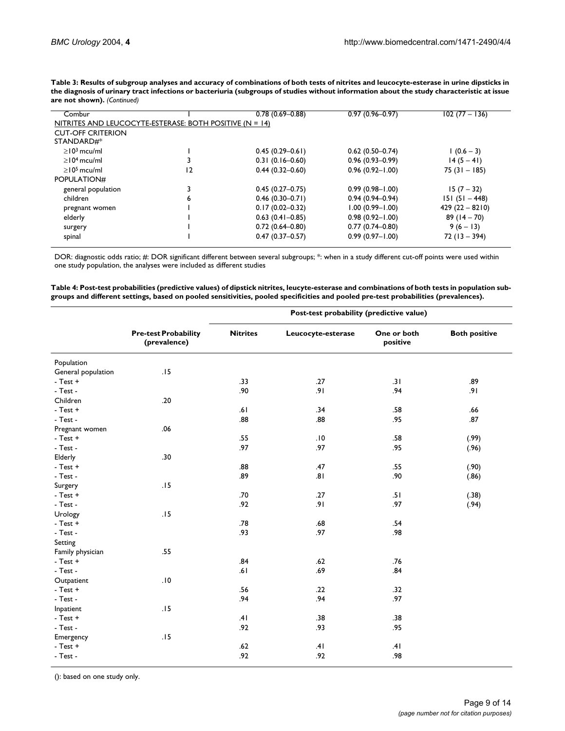**Table 3: Results of subgroup analyses and accuracy of combinations of both tests of nitrites and leucocyte-esterase in urine dipsticks in the diagnosis of urinary tract infections or bacteriuria (subgroups of studies without information about the study characteristic at issue are not shown).** *(Continued)*

| | | | | |
|---|---|---|---|---|
| Combur | 1 | 0.78 (0.69–0.88) | 0.97 (0.96–0.97) | 102 (77 – 136) |
| NITRITES AND LEUCOCYTE-ESTERASE: BOTH POSITIVE (N = 14) | | | | |
| CUT-OFF CRITERION STANDARD#* | | | | |
| ≥$10^3$ mcu/ml | 1 | 0.45 (0.29–0.61) | 0.62 (0.50–0.74) | 1 (0.6 – 3) |
| ≥$10^4$ mcu/ml | 3 | 0.31 (0.16–0.60) | 0.96 (0.93–0.99) | 14 (5 – 41) |
| ≥$10^5$ mcu/ml | 12 | 0.44 (0.32–0.60) | 0.96 (0.92–1.00) | 75 (31 – 185) |
| POPULATION# | | | | |
| general population | 3 | 0.45 (0.27–0.75) | 0.99 (0.98–1.00) | 15 (7 – 32) |
| children | 6 | 0.46 (0.30–0.71) | 0.94 (0.94–0.94) | 151 (51 – 448) |
| pregnant women | 1 | 0.17 (0.02–0.32) | 1.00 (0.99–1.00) | 429 (22 – 8210) |
| elderly | 1 | 0.63 (0.41–0.85) | 0.98 (0.92–1.00) | 89 (14 – 70) |
| surgery | 1 | 0.72 (0.64–0.80) | 0.77 (0.74–0.80) | 9 (6 – 13) |
| spinal | 1 | 0.47 (0.37–0.57) | 0.99 (0.97–1.00) | 72 (13 – 394) |

DOR: diagnostic odds ratio; #: DOR significant different between several subgroups; *: when in a study different cut-off points were used within one study population, the analyses were included as different studies

**Table 4: Post-test probabilities (predictive values) of dipstick nitrites, leucyte-esterase and combinations of both tests in population subgroups and different settings, based on pooled sensitivities, pooled specificities and pooled pre-test probabilities (prevalences).**

| | | Post-test probability (predictive value) | | | |
|---|---|---|---|---|---|
| | **Pre-test Probability (prevalence)** | **Nitrites** | **Leucocyte-esterase** | **One or both positive** | **Both positive** |
| Population | | | | | |
| General population | .15 | | | | |
| - Test + | | .33 | .27 | .31 | .89 |
| - Test - | | .90 | .91 | .94 | .91 |
| Children | .20 | | | | |
| - Test + | | .61 | .34 | .58 | .66 |
| - Test - | | .88 | .88 | .95 | .87 |
| Pregnant women | .06 | | | | |
| - Test + | | .55 | .10 | .58 | (.99) |
| - Test - | | .97 | .97 | .95 | (.96) |
| Elderly | .30 | | | | |
| - Test + | | .88 | .47 | .55 | (.90) |
| - Test - | | .89 | .81 | .90 | (.86) |
| Surgery | .15 | | | | |
| - Test + | | .70 | .27 | .51 | (.38) |
| - Test - | | .92 | .91 | .97 | (.94) |
| Urology | .15 | | | | |
| - Test + | | .78 | .68 | .54 | |
| - Test - | | .93 | .97 | .98 | |
| Setting | | | | | |
| Family physician | .55 | | | | |
| - Test + | | .84 | .62 | .76 | |
| - Test - | | .61 | .69 | .84 | |
| Outpatient | .10 | | | | |
| - Test + | | .56 | .22 | .32 | |
| - Test - | | .94 | .94 | .97 | |
| Inpatient | .15 | | | | |
| - Test + | | .41 | .38 | .38 | |
| - Test - | | .92 | .93 | .95 | |
| Emergency | .15 | | | | |
| - Test + | | .62 | .41 | .41 | |
| - Test - | | .92 | .92 | .98 | |

(): based on one study only.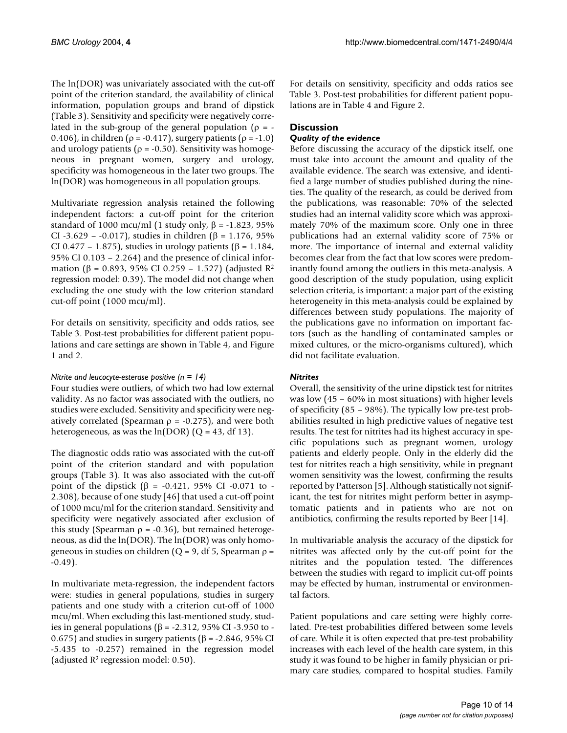The ln(DOR) was univariately associated with the cut-off point of the criterion standard, the availability of clinical information, population groups and brand of dipstick (Table 3). Sensitivity and specificity were negatively correlated in the sub-group of the general population ($\rho$ = -0.406), in children ($\rho$ = -0.417), surgery patients ($\rho$ = -1.0) and urology patients ($\rho$ = -0.50). Sensitivity was homogeneous in pregnant women, surgery and urology, specificity was homogeneous in the later two groups. The ln(DOR) was homogeneous in all population groups.

Multivariate regression analysis retained the following independent factors: a cut-off point for the criterion standard of 1000 mcu/ml (1 study only, $\beta$ = -1.823, 95% CI -3.629 – -0.017), studies in children ($\beta$ = 1.176, 95% CI 0.477 – 1.875), studies in urology patients ($\beta$ = 1.184, 95% CI 0.103 – 2.264) and the presence of clinical information ($\beta$ = 0.893, 95% CI 0.259 – 1.527) (adjusted $R^2$ regression model: 0.39). The model did not change when excluding the one study with the low criterion standard cut-off point (1000 mcu/ml).

For details on sensitivity, specificity and odds ratios, see Table 3. Post-test probabilities for different patient populations and care settings are shown in Table 4, and Figure 1 and 2.

#### *Nitrite and leucocyte-esterase positive (n = 14)*

Four studies were outliers, of which two had low external validity. As no factor was associated with the outliers, no studies were excluded. Sensitivity and specificity were negatively correlated (Spearman $\rho$ = -0.275), and were both heterogeneous, as was the ln(DOR) (Q = 43, df 13).

The diagnostic odds ratio was associated with the cut-off point of the criterion standard and with population groups (Table 3). It was also associated with the cut-off point of the dipstick ($\beta$ = -0.421, 95% CI -0.071 to -2.308), because of one study [46] that used a cut-off point of 1000 mcu/ml for the criterion standard. Sensitivity and specificity were negatively associated after exclusion of this study (Spearman $\rho$ = -0.36), but remained heterogeneous, as did the ln(DOR). The ln(DOR) was only homogeneous in studies on children (Q = 9, df 5, Spearman $\rho$ = -0.49).

In multivariate meta-regression, the independent factors were: studies in general populations, studies in surgery patients and one study with a criterion cut-off of 1000 mcu/ml. When excluding this last-mentioned study, studies in general populations ($\beta$ = -2.312, 95% CI -3.950 to -0.675) and studies in surgery patients ($\beta$ = -2.846, 95% CI -5.435 to -0.257) remained in the regression model (adjusted $R^2$ regression model: 0.50).

For details on sensitivity, specificity and odds ratios see Table 3. Post-test probabilities for different patient populations are in Table 4 and Figure 2.

## Discussion

### *Quality of the evidence*

Before discussing the accuracy of the dipstick itself, one must take into account the amount and quality of the available evidence. The search was extensive, and identified a large number of studies published during the nineties. The quality of the research, as could be derived from the publications, was reasonable: 70% of the selected studies had an internal validity score which was approximately 70% of the maximum score. Only one in three publications had an external validity score of 75% or more. The importance of internal and external validity becomes clear from the fact that low scores were predominantly found among the outliers in this meta-analysis. A good description of the study population, using explicit selection criteria, is important: a major part of the existing heterogeneity in this meta-analysis could be explained by differences between study populations. The majority of the publications gave no information on important factors (such as the handling of contaminated samples or mixed cultures, or the micro-organisms cultured), which did not facilitate evaluation.

### *Nitrites*

Overall, the sensitivity of the urine dipstick test for nitrites was low (45 – 60% in most situations) with higher levels of specificity (85 – 98%). The typically low pre-test probabilities resulted in high predictive values of negative test results. The test for nitrites had its highest accuracy in specific populations such as pregnant women, urology patients and elderly people. Only in the elderly did the test for nitrites reach a high sensitivity, while in pregnant women sensitivity was the lowest, confirming the results reported by Patterson [5]. Although statistically not significant, the test for nitrites might perform better in asymptomatic patients and in patients who are not on antibiotics, confirming the results reported by Beer [14].

In multivariable analysis the accuracy of the dipstick for nitrites was affected only by the cut-off point for the nitrites and the population tested. The differences between the studies with regard to implicit cut-off points may be effected by human, instrumental or environmental factors.

Patient populations and care setting were highly correlated. Pre-test probabilities differed between some levels of care. While it is often expected that pre-test probability increases with each level of the health care system, in this study it was found to be higher in family physician or primary care studies, compared to hospital studies. Family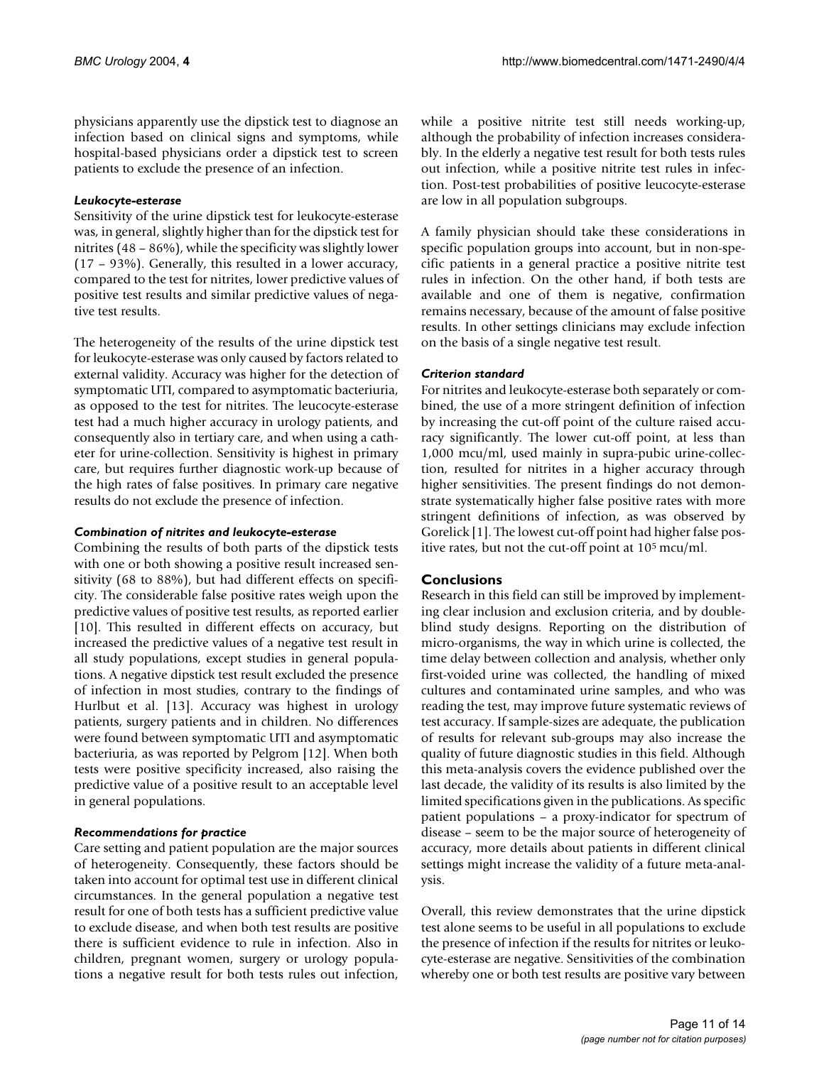physicians apparently use the dipstick test to diagnose an infection based on clinical signs and symptoms, while hospital-based physicians order a dipstick test to screen patients to exclude the presence of an infection.

#### *Leukocyte-esterase*

Sensitivity of the urine dipstick test for leukocyte-esterase was, in general, slightly higher than for the dipstick test for nitrites (48 – 86%), while the specificity was slightly lower (17 – 93%). Generally, this resulted in a lower accuracy, compared to the test for nitrites, lower predictive values of positive test results and similar predictive values of negative test results.

The heterogeneity of the results of the urine dipstick test for leukocyte-esterase was only caused by factors related to external validity. Accuracy was higher for the detection of symptomatic UTI, compared to asymptomatic bacteriuria, as opposed to the test for nitrites. The leucocyte-esterase test had a much higher accuracy in urology patients, and consequently also in tertiary care, and when using a catheter for urine-collection. Sensitivity is highest in primary care, but requires further diagnostic work-up because of the high rates of false positives. In primary care negative results do not exclude the presence of infection.

#### *Combination of nitrites and leukocyte-esterase*

Combining the results of both parts of the dipstick tests with one or both showing a positive result increased sensitivity (68 to 88%), but had different effects on specificity. The considerable false positive rates weigh upon the predictive values of positive test results, as reported earlier [10]. This resulted in different effects on accuracy, but increased the predictive values of a negative test result in all study populations, except studies in general populations. A negative dipstick test result excluded the presence of infection in most studies, contrary to the findings of Hurlbut et al. [13]. Accuracy was highest in urology patients, surgery patients and in children. No differences were found between symptomatic UTI and asymptomatic bacteriuria, as was reported by Pelgrom [12]. When both tests were positive specificity increased, also raising the predictive value of a positive result to an acceptable level in general populations.

#### *Recommendations for practice*

Care setting and patient population are the major sources of heterogeneity. Consequently, these factors should be taken into account for optimal test use in different clinical circumstances. In the general population a negative test result for one of both tests has a sufficient predictive value to exclude disease, and when both test results are positive there is sufficient evidence to rule in infection. Also in children, pregnant women, surgery or urology populations a negative result for both tests rules out infection, while a positive nitrite test still needs working-up, although the probability of infection increases considerably. In the elderly a negative test result for both tests rules out infection, while a positive nitrite test rules in infection. Post-test probabilities of positive leucocyte-esterase are low in all population subgroups.

A family physician should take these considerations in specific population groups into account, but in non-specific patients in a general practice a positive nitrite test rules in infection. On the other hand, if both tests are available and one of them is negative, confirmation remains necessary, because of the amount of false positive results. In other settings clinicians may exclude infection on the basis of a single negative test result.

#### *Criterion standard*

For nitrites and leukocyte-esterase both separately or combined, the use of a more stringent definition of infection by increasing the cut-off point of the culture raised accuracy significantly. The lower cut-off point, at less than 1,000 mcu/ml, used mainly in supra-pubic urine-collection, resulted for nitrites in a higher accuracy through higher sensitivities. The present findings do not demonstrate systematically higher false positive rates with more stringent definitions of infection, as was observed by Gorelick [1]. The lowest cut-off point had higher false positive rates, but not the cut-off point at $10^5$ mcu/ml.

## Conclusions

Research in this field can still be improved by implementing clear inclusion and exclusion criteria, and by double-blind study designs. Reporting on the distribution of micro-organisms, the way in which urine is collected, the time delay between collection and analysis, whether only first-voided urine was collected, the handling of mixed cultures and contaminated urine samples, and who was reading the test, may improve future systematic reviews of test accuracy. If sample-sizes are adequate, the publication of results for relevant sub-groups may also increase the quality of future diagnostic studies in this field. Although this meta-analysis covers the evidence published over the last decade, the validity of its results is also limited by the limited specifications given in the publications. As specific patient populations – a proxy-indicator for spectrum of disease – seem to be the major source of heterogeneity of accuracy, more details about patients in different clinical settings might increase the validity of a future meta-analysis.

Overall, this review demonstrates that the urine dipstick test alone seems to be useful in all populations to exclude the presence of infection if the results for nitrites or leukocyte-esterase are negative. Sensitivities of the combination whereby one or both test results are positive vary between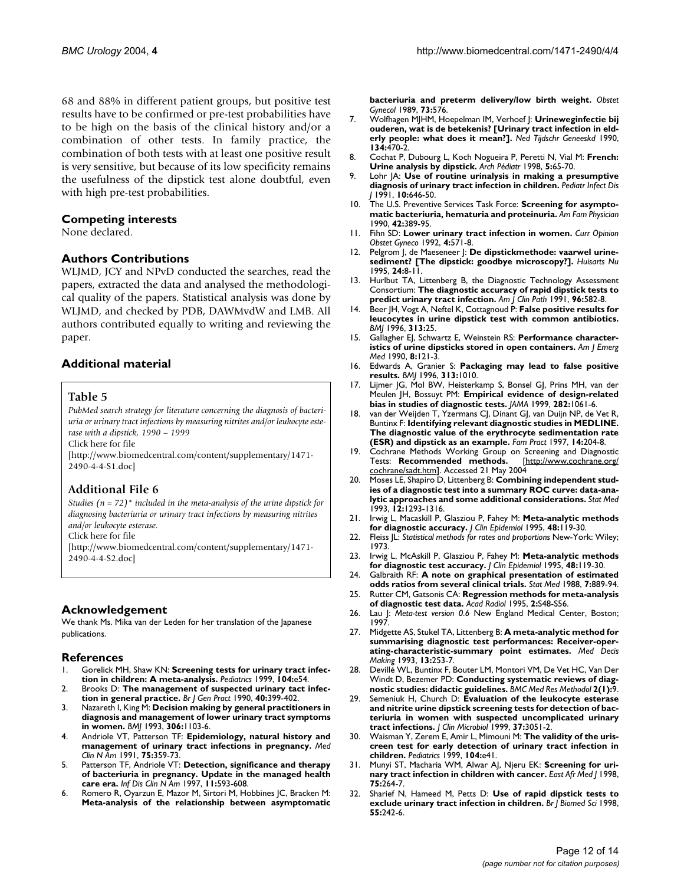68 and 88% in different patient groups, but positive test results have to be confirmed or pre-test probabilities have to be high on the basis of the clinical history and/or a combination of other tests. In family practice, the combination of both tests with at least one positive result is very sensitive, but because of its low specificity remains the usefulness of the dipstick test alone doubtful, even with high pre-test probabilities.

## Competing interests

None declared.

## Authors Contributions

WLJMD, JCY and NPvD conducted the searches, read the papers, extracted the data and analysed the methodological quality of the papers. Statistical analysis was done by WLJMD, and checked by PDB, DAWMvdW and LMB. All authors contributed equally to writing and reviewing the paper.

## Additional material

### Table 5

*PubMed search strategy for literature concerning the diagnosis of bacteriuria or urinary tract infections by measuring nitrites and/or leukocyte esterase with a dipstick, 1990 – 1999*

Click here for file

[http://www.biomedcentral.com/content/supplementary/1471-2490-4-4-S1.doc]

### Additional File 6

*Studies (n = 72)\* included in the meta-analysis of the urine dipstick for diagnosing bacteriuria or urinary tract infections by measuring nitrites and/or leukocyte esterase.*

Click here for file

[http://www.biomedcentral.com/content/supplementary/1471-2490-4-4-S2.doc]

## Acknowledgement

We thank Ms. Mika van der Leden for her translation of the Japanese publications.

## References

1. Gorelick MH, Shaw KN: **Screening tests for urinary tract infection in children: A meta-analysis.** *Pediatrics* 1999, **104:**e54.
2. Brooks D: **The management of suspected urinary tact infection in general practice.** *Br J Gen Pract* 1990, **40:**399-402.
3. Nazareth I, King M: **Decision making by general practitioners in diagnosis and management of lower urinary tract symptoms in women.** *BMJ* 1993, **306:**1103-6.
4. Andriole VT, Patterson TF: **Epidemiology, natural history and management of urinary tract infections in pregnancy.** *Med Clin N Am* 1991, **75:**359-73.
5. Patterson TF, Andriole VT: **Detection, significance and therapy of bacteriuria in pregnancy. Update in the managed health care era.** *Inf Dis Clin N Am* 1997, **11:**593-608.
6. Romero R, Oyarzun E, Mazor M, Sirtori M, Hobbines JC, Bracken M: **Meta-analysis of the relationship between asymptomatic bacteriuria and preterm delivery/low birth weight.** *Obstet Gynecol* 1989, **73:**576.
7. Wolfhagen MJHM, Hoepelman IM, Verhoef J: **Urineweginfectie bij ouderen, wat is de betekenis? [Urinary tract infection in elderly people: what does it mean?].** *Ned Tijdschr Geneeskd* 1990, **134:**470-2.
8. Cochat P, Dubourg L, Koch Nogueira P, Peretti N, Vial M: **French: Urine analysis by dipstick.** *Arch Pédiatr* 1998, **5:**65-70.
9. Lohr JA: **Use of routine urinalysis in making a presumptive diagnosis of urinary tract infection in children.** *Pediatr Infect Dis J* 1991, **10:**646-50.
10. The U.S. Preventive Services Task Force: **Screening for asymptomatic bacteriuria, hematuria and proteinuria.** *Am Fam Physician* 1990, **42:**389-95.
11. Fihn SD: **Lower urinary tract infection in women.** *Curr Opinion Obstet Gyneco* 1992, **4:**571-8.
12. Pelgrom J, de Maeseneer J: **De dipstickmethode: vaarwel urinesediment? [The dipstick: goodbye microscopy?].** *Huisarts Nu* 1995, **24:**8-11.
13. Hurlbut TA, Littenberg B, the Diagnostic Technology Assessment Consortium: **The diagnostic accuracy of rapid dipstick tests to predict urinary tract infection.** *Am J Clin Path* 1991, **96:**582-8.
14. Beer JH, Vogt A, Neftel K, Cottagnoud P: **False positive results for leucocytes in urine dipstick test with common antibiotics.** *BMJ* 1996, **313:**25.
15. Gallagher EJ, Schwartz E, Weinstein RS: **Performance characteristics of urine dipsticks stored in open containers.** *Am J Emerg Med* 1990, **8:**121-3.
16. Edwards A, Granier S: **Packaging may lead to false positive results.** *BMJ* 1996, **313:**1010.
17. Lijmer JG, Mol BW, Heisterkamp S, Bonsel GJ, Prins MH, van der Meulen JH, Bossuyt PM: **Empirical evidence of design-related bias in studies of diagnostic tests.** *JAMA* 1999, **282:**1061-6.
18. van der Weijden T, Yzermans CJ, Dinant GJ, van Duijn NP, de Vet R, Buntinx F: **Identifying relevant diagnostic studies in MEDLINE. The diagnostic value of the erythrocyte sedimentation rate (ESR) and dipstick as an example.** *Fam Pract* 1997, **14:**204-8.
19. Cochrane Methods Working Group on Screening and Diagnostic Tests: **Recommended methods.** [http://www.cochrane.org/cochrane/sadt.htm]. Accessed 21 May 2004
20. Moses LE, Shapiro D, Littenberg B: **Combining independent studies of a diagnostic test into a summary ROC curve: data-analytic approaches and some additional considerations.** *Stat Med* 1993, **12:**1293-1316.
21. Irwig L, Macaskill P, Glasziou P, Fahey M: **Meta-analytic methods for diagnostic accuracy.** *J Clin Epidemiol* 1995, **48:**119-30.
22. Fleiss JL: *Statistical methods for rates and proportions* New-York: Wiley; 1973.
23. Irwig L, McAskill P, Glasziou P, Fahey M: **Meta-analytic methods for diagnostic test accuracy.** *J Clin Epidemiol* 1995, **48:**119-30.
24. Galbraith RF: **A note on graphical presentation of estimated odds ratios from several clinical trials.** *Stat Med* 1988, **7:**889-94.
25. Rutter CM, Gatsonis CA: **Regression methods for meta-analysis of diagnostic test data.** *Acad Radiol* 1995, **2:**S48-S56.
26. Lau J: *Meta-test version 0.6* New England Medical Center, Boston; 1997.
27. Midgette AS, Stukel TA, Littenberg B: **A meta-analytic method for summarising diagnostic test performances: Receiver-operating-characteristic-summary point estimates.** *Med Decis Making* 1993, **13:**253-7.
28. Devillé WL, Buntinx F, Bouter LM, Montori VM, De Vet HC, Van Der Windt D, Bezemer PD: **Conducting systematic reviews of diagnostic studies: didactic guidelines.** *BMC Med Res Methodol* **2(1):**9.
29. Semeniuk H, Church D: **Evaluation of the leukocyte esterase and nitrite urine dipstick screening tests for detection of bacteriuria in women with suspected uncomplicated urinary tract infections.** *J Clin Microbiol* 1999, **37:**3051-2.
30. Waisman Y, Zerem E, Amir L, Mimouni M: **The validity of the uriscreen test for early detection of urinary tract infection in children.** *Pediatrics* 1999, **104:**e41.
31. Munyi ST, Macharia WM, Alwar AJ, Njeru EK: **Screening for urinary tract infection in children with cancer.** *East Afr Med J* 1998, **75:**264-7.
32. Sharief N, Hameed M, Petts D: **Use of rapid dipstick tests to exclude urinary tract infection in children.** *Br J Biomed Sci* 1998, **55:**242-6.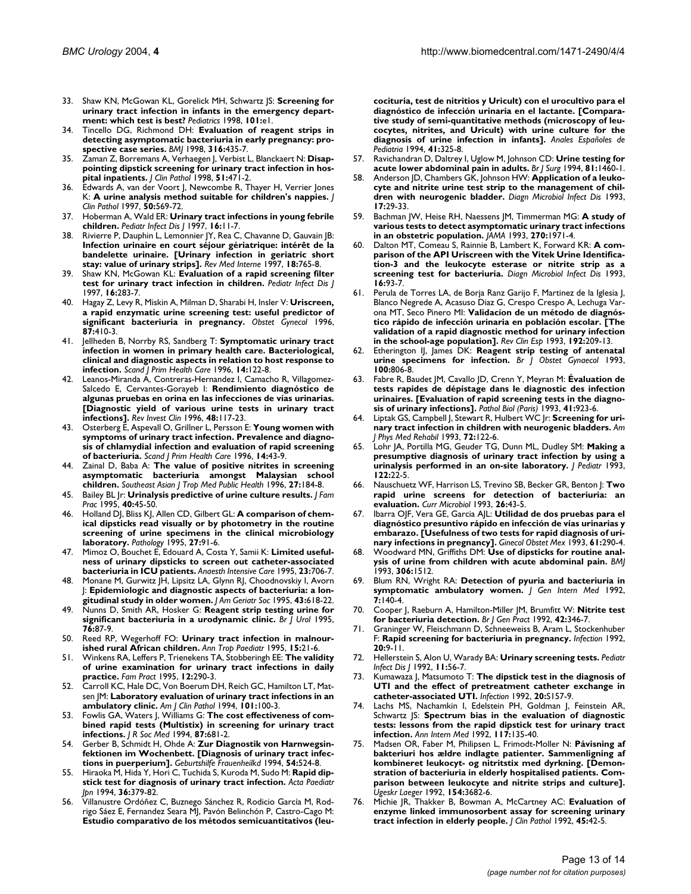33. Shaw KN, McGowan KL, Gorelick MH, Schwartz JS: **Screening for urinary tract infection in infants in the emergency department: which test is best?** *Pediatrics* 1998, **101:**e1.
34. Tincello DG, Richmond DH: **Evaluation of reagent strips in detecting asymptomatic bacteriuria in early pregnancy: prospective case series.** *BMJ* 1998, **316:**435-7.
35. Zaman Z, Borremans A, Verhaegen J, Verbist L, Blanckaert N: **Disappointing dipstick screening for urinary tract infection in hospital inpatients.** *J Clin Pathol* 1998, **51:**471-2.
36. Edwards A, van der Voort J, Newcombe R, Thayer H, Verrier Jones K: **A urine analysis method suitable for children's nappies.** *J Clin Pathol* 1997, **50:**569-72.
37. Hoberman A, Wald ER: **Urinary tract infections in young febrile children.** *Pediatr Infect Dis J* 1997, **16:**11-7.
38. Rivierre P, Dauphin L, Lemonnier JY, Rea C, Chavanne D, Gauvain JB: **Infection urinaire en court séjour gériatrique: intérêt de la bandelette urinaire. [Urinary infection in geriatric short stay: value of urinary strips].** *Rev Med Interne* 1997, **18:**765-8.
39. Shaw KN, McGowan KL: **Evaluation of a rapid screening filter test for urinary tract infection in children.** *Pediatr Infect Dis J* 1997, **16:**283-7.
40. Hagay Z, Levy R, Miskin A, Milman D, Sharabi H, Insler V: **Uriscreen, a rapid enzymatic urine screening test: useful predictor of significant bacteriuria in pregnancy.** *Obstet Gynecol* 1996, **87:**410-3.
41. Jellheden B, Norrby RS, Sandberg T: **Symptomatic urinary tract infection in women in primary health care. Bacteriological, clinical and diagnostic aspects in relation to host response to infection.** *Scand J Prim Health Care* 1996, **14:**122-8.
42. Leanos-Miranda A, Contreras-Hernandez I, Camacho R, Villagomez-Salcedo E, Cervantes-Gorayeb I: **Rendimiento diagnóstico de algunas pruebas en orina en las infecciones de vías urinarias. [Diagnostic yield of various urine tests in urinary tract infections].** *Rev Invest Clin* 1996, **48:**117-23.
43. Osterberg E, Aspevall O, Grillner L, Persson E: **Young women with symptoms of urinary tract infection. Prevalence and diagnosis of chlamydial infection and evaluation of rapid screening of bacteriuria.** *Scand J Prim Health Care* 1996, **14:**43-9.
44. Zainal D, Baba A: **The value of positive nitrites in screening asymptomatic bacteriuria amongst Malaysian school children.** *Southeast Asian J Trop Med Public Health* 1996, **27:**184-8.
45. Bailey BL Jr: **Urinalysis predictive of urine culture results.** *J Fam Prac* 1995, **40:**45-50.
46. Holland DJ, Bliss KJ, Allen CD, Gilbert GL: **A comparison of chemical dipsticks read visually or by photometry in the routine screening of urine specimens in the clinical microbiology laboratory.** *Pathology* 1995, **27:**91-6.
47. Mimoz O, Bouchet E, Edouard A, Costa Y, Samii K: **Limited usefulness of urinary dipsticks to screen out catheter-associated bacteriuria in ICU patients.** *Anaesth Intensive Care* 1995, **23:**706-7.
48. Monane M, Gurwitz JH, Lipsitz LA, Glynn RJ, Choodnovskiy I, Avorn J: **Epidemiologic and diagnostic aspects of bacteriuria: a longitudinal study in older women.** *J Am Geriatr Soc* 1995, **43:**618-22.
49. Nunns D, Smith AR, Hosker G: **Reagent strip testing urine for significant bacteriuria in a urodynamic clinic.** *Br J Urol* 1995, **76:**87-9.
50. Reed RP, Wegerhoff FO: **Urinary tract infection in malnourished rural African children.** *Ann Trop Paediatr* 1995, **15:**21-6.
51. Winkens RA, Leffers P, Trienekens TA, Stobberingh EE: **The validity of urine examination for urinary tract infections in daily practice.** *Fam Pract* 1995, **12:**290-3.
52. Carroll KC, Hale DC, Von Boerum DH, Reich GC, Hamilton LT, Matsen JM: **Laboratory evaluation of urinary tract infections in an ambulatory clinic.** *Am J Clin Pathol* 1994, **101:**100-3.
53. Fowlis GA, Waters J, Williams G: **The cost effectiveness of combined rapid tests (Multistix) in screening for urinary tract infections.** *J R Soc Med* 1994, **87:**681-2.
54. Gerber B, Schmidt H, Ohde A: **Zur Diagnostik von Harnwegsinfektionen im Wochenbett. [Diagnosis of urinary tract infections in puerperium].** *Geburtshilfe Frauenheilkd* 1994, **54:**524-8.
55. Hiraoka M, Hida Y, Hori C, Tuchida S, Kuroda M, Sudo M: **Rapid dipstick test for diagnosis of urinary tract infection.** *Acta Paediatr Jpn* 1994, **36:**379-82.
56. Villanustre Ordóñez C, Buznego Sánchez R, Rodicio García M, Rodrigo Sáez E, Fernandez Seara MJ, Pavón Belinchón P, Castro-Cago M: **Estudio comparativo de los métodos semicuantitativos (leucocituria, test de nitritios y Uricult) con el urocultivo para el diagnóstico de infección urinaria en el lactante. [Comparative study of semi-quantitative methods (microscopy of leucocytes, nitrites, and Uricult) with urine culture for the diagnosis of urine infection in infants].** *Anales Españoles de Pediatria* 1994, **41:**325-8.
57. Ravichandran D, Daltrey I, Uglow M, Johnson CD: **Urine testing for acute lower abdominal pain in adults.** *Br J Surg* 1994, **81:**1460-1.
58. Anderson JD, Chambers GK, Johnson HW: **Application of a leukocyte and nitrite urine test strip to the management of children with neurogenic bladder.** *Diagn Microbiol Infect Dis* 1993, **17:**29-33.
59. Bachman JW, Heise RH, Naessens JM, Timmerman MG: **A study of various tests to detect asymptomatic urinary tract infections in an obstetric population.** *JAMA* 1993, **270:**1971-4.
60. Dalton MT, Comeau S, Rainnie B, Lambert K, Forward KR: **A comparison of the API Uriscreen with the Vitek Urine Identification-3 and the leukocyte esterase or nitrite strip as a screening test for bacteriuria.** *Diagn Microbiol Infect Dis* 1993, **16:**93-7.
61. Perula de Torres LA, de Borja Ranz Garijo F, Martinez de la Iglesia J, Blanco Negrede A, Acasuso Diaz G, Crespo Crespo A, Lechuga Varona MT, Seco Pinero MI: **Validacion de un método de diagnóstico rápido de infección urinaria en población escolar. [The validation of a rapid diagnostic method for urinary infection in the school-age population].** *Rev Clin Esp* 1993, **192:**209-13.
62. Etherington IJ, James DK: **Reagent strip testing of antenatal urine specimens for infection.** *Br J Obstet Gynaecol* 1993, **100:**806-8.
63. Fabre R, Baudet JM, Cavallo JD, Crenn Y, Meyran M: **Évaluation de tests rapides de dépistage dans le diagnostic des infection urinaires. [Evaluation of rapid screening tests in the diagnosis of urinary infections].** *Pathol Biol (Paris)* 1993, **41:**923-6.
64. Liptak GS, Campbell J, Stewart R, Hulbert WC Jr: **Screening for urinary tract infection in children with neurogenic bladders.** *Am J Phys Med Rehabil* 1993, **72:**122-6.
65. Lohr JA, Portilla MG, Geuder TG, Dunn ML, Dudley SM: **Making a presumptive diagnosis of urinary tract infection by using a urinalysis performed in an on-site laboratory.** *J Pediatr* 1993, **122:**22-5.
66. Nauschuetz WF, Harrison LS, Trevino SB, Becker GR, Benton J: **Two rapid urine screens for detection of bacteriuria: an evaluation.** *Curr Microbiol* 1993, **26:**43-5.
67. Ibarra OJF, Vera GE, Garcia AJL: **Utilidad de dos pruebas para el diagnóstico presuntivo rápido en infección de vías urinarias y embarazo. [Usefulness of two tests for rapid diagnosis of urinary infections in pregnancy].** *Ginecol Obstet Mex* 1993, **61:**290-4.
68. Woodward MN, Griffiths DM: **Use of dipsticks for routine analysis of urine from children with acute abdominal pain.** *BMJ* 1993, **306:**1512.
69. Blum RN, Wright RA: **Detection of pyuria and bacteriuria in symptomatic ambulatory women.** *J Gen Intern Med* 1992, **7:**140-4.
70. Cooper J, Raeburn A, Hamilton-Miller JM, Brumfitt W: **Nitrite test for bacteriuria detection.** *Br J Gen Pract* 1992, **42:**346-7.
71. Graninger W, Fleischmann D, Schneeweiss B, Aram L, Stockenhuber F: **Rapid screening for bacteriuria in pregnancy.** *Infection* 1992, **20:**9-11.
72. Hellerstein S, Alon U, Warady BA: **Urinary screening tests.** *Pediatr Infect Dis J* 1992, **11:**56-7.
73. Kumawaza J, Matsumoto T: **The dipstick test in the diagnosis of UTI and the effect of pretreatment catheter exchange in catheter-associated UTI.** *Infection* 1992, **20:**S157-9.
74. Lachs MS, Nachamkin I, Edelstein PH, Goldman J, Feinstein AR, Schwartz JS: **Spectrum bias in the evaluation of diagnostic tests: lessons from the rapid dipstick test for urinary tract infection.** *Ann Intern Med* 1992, **117:**135-40.
75. Madsen OR, Faber M, Philipsen L, Frimodt-Moller N: **Påvisning af bakteriuri hos ældre indlagte patienter. Sammenligning af kombineret leukocyt- og nitritstix med dyrkning. [Demonstration of bacteriuria in elderly hospitalised patients. Comparison between leukocyte and nitrite strips and culture].** *Ugeskr Laeger* 1992, **154:**3682-6.
76. Michie JR, Thakker B, Bowman A, McCartney AC: **Evaluation of enzyme linked immunosorbent assay for screening urinary tract infection in elderly people.** *J Clin Pathol* 1992, **45:**42-5.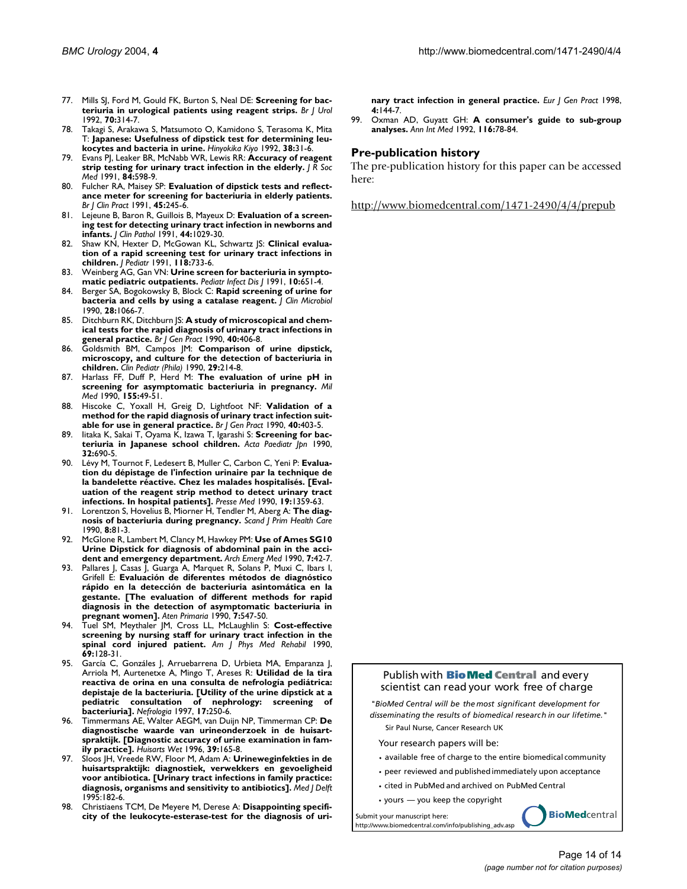77. Mills SJ, Ford M, Gould FK, Burton S, Neal DE: **Screening for bacteriuria in urological patients using reagent strips.** *Br J Urol* 1992, **70:**314-7.
78. Takagi S, Arakawa S, Matsumoto O, Kamidono S, Terasoma K, Mita T: **Japanese: Usefulness of dipstick test for determining leukocytes and bacteria in urine.** *Hinyokika Kiyo* 1992, **38:**31-6.
79. Evans PJ, Leaker BR, McNabb WR, Lewis RR: **Accuracy of reagent strip testing for urinary tract infection in the elderly.** *J R Soc Med* 1991, **84:**598-9.
80. Fulcher RA, Maisey SP: **Evaluation of dipstick tests and reflectance meter for screening for bacteriuria in elderly patients.** *Br J Clin Pract* 1991, **45:**245-6.
81. Lejeune B, Baron R, Guillois B, Mayeux D: **Evaluation of a screening test for detecting urinary tract infection in newborns and infants.** *J Clin Pathol* 1991, **44:**1029-30.
82. Shaw KN, Hexter D, McGowan KL, Schwartz JS: **Clinical evaluation of a rapid screening test for urinary tract infections in children.** *J Pediatr* 1991, **118:**733-6.
83. Weinberg AG, Gan VN: **Urine screen for bacteriuria in symptomatic pediatric outpatients.** *Pediatr Infect Dis J* 1991, **10:**651-4.
84. Berger SA, Bogokowsky B, Block C: **Rapid screening of urine for bacteria and cells by using a catalase reagent.** *J Clin Microbiol* 1990, **28:**1066-7.
85. Ditchburn RK, Ditchburn JS: **A study of microscopical and chemical tests for the rapid diagnosis of urinary tract infections in general practice.** *Br J Gen Pract* 1990, **40:**406-8.
86. Goldsmith BM, Campos JM: **Comparison of urine dipstick, microscopy, and culture for the detection of bacteriuria in children.** *Clin Pediatr (Phila)* 1990, **29:**214-8.
87. Harlass FF, Duff P, Herd M: **The evaluation of urine pH in screening for asymptomatic bacteriuria in pregnancy.** *Mil Med* 1990, **155:**49-51.
88. Hiscoke C, Yoxall H, Greig D, Lightfoot NF: **Validation of a method for the rapid diagnosis of urinary tract infection suitable for use in general practice.** *Br J Gen Pract* 1990, **40:**403-5.
89. Iitaka K, Sakai T, Oyama K, Izawa T, Igarashi S: **Screening for bacteriuria in Japanese school children.** *Acta Paediatr Jpn* 1990, **32:**690-5.
90. Lévy M, Tournot F, Ledesert B, Muller C, Carbon C, Yeni P: **Evaluation du dépistage de l'infection urinaire par la technique de la bandelette réactive. Chez les malades hospitalisés. [Evaluation of the reagent strip method to detect urinary tract infections. In hospital patients].** *Presse Med* 1990, **19:**1359-63.
91. Lorentzon S, Hovelius B, Miorner H, Tendler M, Aberg A: **The diagnosis of bacteriuria during pregnancy.** *Scand J Prim Health Care* 1990, **8:**81-3.
92. McGlone R, Lambert M, Clancy M, Hawkey PM: **Use of Ames SG10 Urine Dipstick for diagnosis of abdominal pain in the accident and emergency department.** *Arch Emerg Med* 1990, **7:**42-7.
93. Pallares J, Casas J, Guarga A, Marquet R, Solans P, Muxi C, Ibars I, Grifell E: **Evaluación de diferentes métodos de diagnóstico rápido en la detección de bacteriuria asintomática en la gestante. [The evaluation of different methods for rapid diagnosis in the detection of asymptomatic bacteriuria in pregnant women].** *Aten Primaria* 1990, **7:**547-50.
94. Tuel SM, Meythaler JM, Cross LL, McLaughlin S: **Cost-effective screening by nursing staff for urinary tract infection in the spinal cord injured patient.** *Am J Phys Med Rehabil* 1990, **69:**128-31.
95. García C, Gonzáles J, Arruebarrena D, Urbieta MA, Emparanza J, Arriola M, Aurtenetxe A, Mingo T, Areses R: **Utilidad de la tira reactiva de orina en una consulta de nefrología pediátrica: depistaje de la bacteriuria. [Utility of the urine dipstick at a pediatric consultation of nephrology: screening of bacteriuria].** *Nefrologia* 1997, **17:**250-6.
96. Timmermans AE, Walter AEGM, van Duijn NP, Timmerman CP: **De diagnostische waarde van urineonderzoek in de huisartspraktijk. [Diagnostic accuracy of urine examination in family practice].** *Huisarts Wet* 1996, **39:**165-8.
97. Sloos JH, Vreede RW, Floor M, Adam A: **Urineweginfekties in de huisartspraktijk: diagnostiek, verwekkers en gevoeligheid voor antibiotica. [Urinary tract infections in family practice: diagnosis, organisms and sensitivity to antibiotics].** *Med J Delft* 1995:182-6.
98. Christiaens TCM, De Meyere M, Derese A: **Disappointing specificity of the leukocyte-esterase-test for the diagnosis of urinary tract infection in general practice.** *Eur J Gen Pract* 1998, **4:**144-7.
99. Oxman AD, Guyatt GH: **A consumer's guide to sub-group analyses.** *Ann Int Med* 1992, **116:**78-84.

## Pre-publication history

The pre-publication history for this paper can be accessed here:

http://www.biomedcentral.com/1471-2490/4/4/prepub

Publish with **BioMed Central** and every scientist can read your work free of charge

*"BioMed Central will be the most significant development for disseminating the results of biomedical research in our lifetime."*
Sir Paul Nurse, Cancer Research UK

Your research papers will be:

- available free of charge to the entire biomedical community
- peer reviewed and published immediately upon acceptance
- cited in PubMed and archived on PubMed Central
- yours — you keep the copyright

Submit your manuscript here:
http://www.biomedcentral.com/info/publishing_adv.asp

BioMedcentral